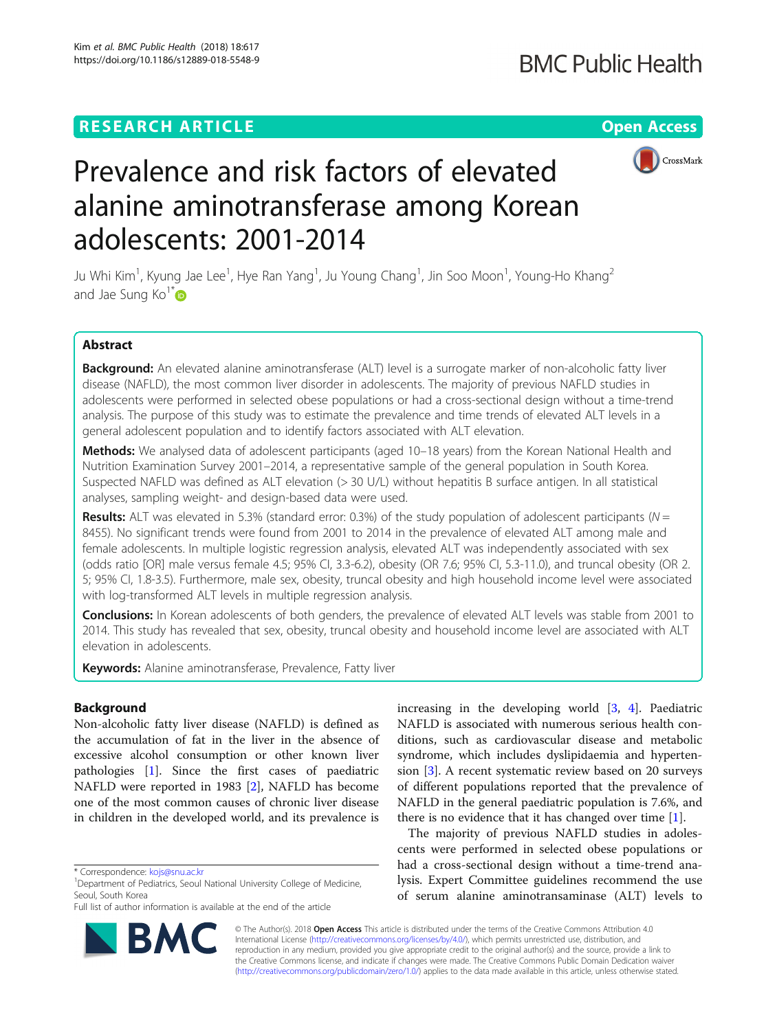RESEARCH ARTICLE

Open Access

# Prevalence and risk factors of elevated alanine aminotransferase among Korean adolescents: 2001-2014

Ju Whi Kim[1], Kyung Jae Lee[1], Hye Ran Yang[1], Ju Young Chang[1], Jin Soo Moon[1], Young-Ho Khang[2] and Jae Sung Ko[1*]

## Abstract

**Background:** An elevated alanine aminotransferase (ALT) level is a surrogate marker of non-alcoholic fatty liver disease (NAFLD), the most common liver disorder in adolescents. The majority of previous NAFLD studies in adolescents were performed in selected obese populations or had a cross-sectional design without a time-trend analysis. The purpose of this study was to estimate the prevalence and time trends of elevated ALT levels in a general adolescent population and to identify factors associated with ALT elevation.

**Methods:** We analysed data of adolescent participants (aged 10–18 years) from the Korean National Health and Nutrition Examination Survey 2001–2014, a representative sample of the general population in South Korea. Suspected NAFLD was defined as ALT elevation (> 30 U/L) without hepatitis B surface antigen. In all statistical analyses, sampling weight- and design-based data were used.

**Results:** ALT was elevated in 5.3% (standard error: 0.3%) of the study population of adolescent participants ($N$ = 8455). No significant trends were found from 2001 to 2014 in the prevalence of elevated ALT among male and female adolescents. In multiple logistic regression analysis, elevated ALT was independently associated with sex (odds ratio [OR] male versus female 4.5; 95% CI, 3.3-6.2), obesity (OR 7.6; 95% CI, 5.3-11.0), and truncal obesity (OR 2.5; 95% CI, 1.8-3.5). Furthermore, male sex, obesity, truncal obesity and high household income level were associated with log-transformed ALT levels in multiple regression analysis.

**Conclusions:** In Korean adolescents of both genders, the prevalence of elevated ALT levels was stable from 2001 to 2014. This study has revealed that sex, obesity, truncal obesity and household income level are associated with ALT elevation in adolescents.

**Keywords:** Alanine aminotransferase, Prevalence, Fatty liver

## Background

Non-alcoholic fatty liver disease (NAFLD) is defined as the accumulation of fat in the liver in the absence of excessive alcohol consumption or other known liver pathologies [1]. Since the first cases of paediatric NAFLD were reported in 1983 [2], NAFLD has become one of the most common causes of chronic liver disease in children in the developed world, and its prevalence is increasing in the developing world [3, 4]. Paediatric NAFLD is associated with numerous serious health conditions, such as cardiovascular disease and metabolic syndrome, which includes dyslipidaemia and hypertension [3]. A recent systematic review based on 20 surveys of different populations reported that the prevalence of NAFLD in the general paediatric population is 7.6%, and there is no evidence that it has changed over time [1].

The majority of previous NAFLD studies in adolescents were performed in selected obese populations or had a cross-sectional design without a time-trend analysis. Expert Committee guidelines recommend the use of serum alanine aminotransaminase (ALT) levels to

* Correspondence: kojs@snu.ac.kr
[1]Department of Pediatrics, Seoul National University College of Medicine, Seoul, South Korea
Full list of author information is available at the end of the article

© The Author(s). 2018 **Open Access** This article is distributed under the terms of the Creative Commons Attribution 4.0 International License (http://creativecommons.org/licenses/by/4.0/), which permits unrestricted use, distribution, and reproduction in any medium, provided you give appropriate credit to the original author(s) and the source, provide a link to the Creative Commons license, and indicate if changes were made. The Creative Commons Public Domain Dedication waiver (http://creativecommons.org/publicdomain/zero/1.0/) applies to the data made available in this article, unless otherwise stated.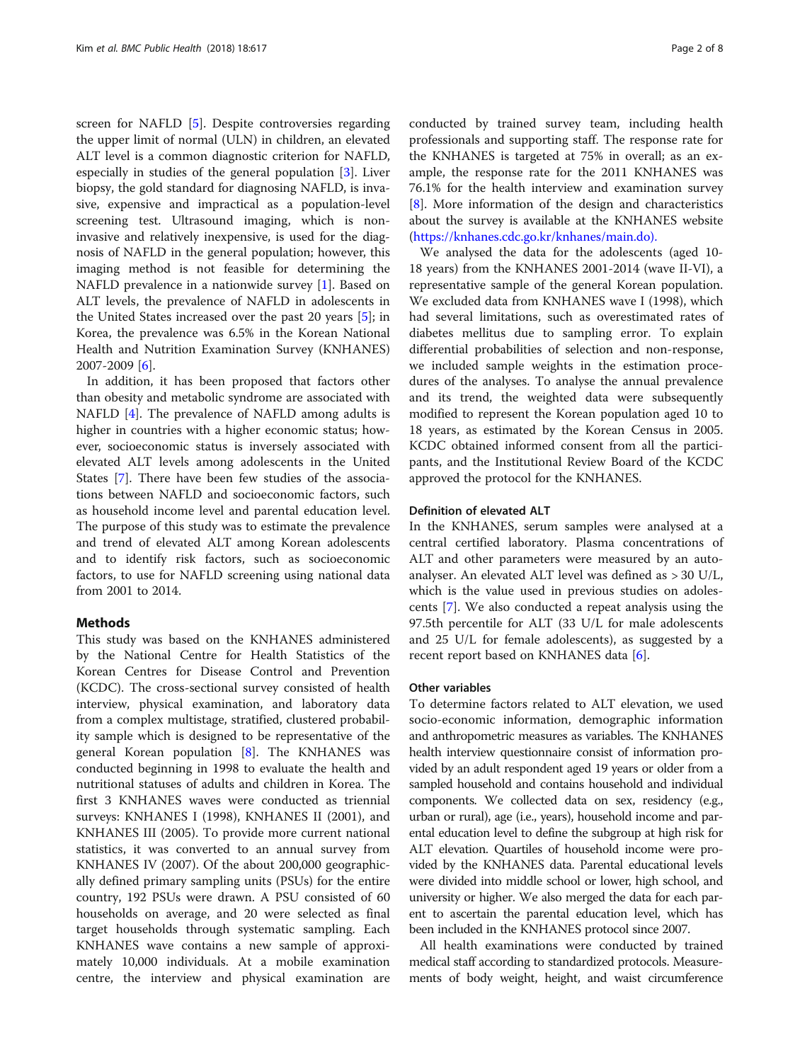screen for NAFLD [5]. Despite controversies regarding the upper limit of normal (ULN) in children, an elevated ALT level is a common diagnostic criterion for NAFLD, especially in studies of the general population [3]. Liver biopsy, the gold standard for diagnosing NAFLD, is invasive, expensive and impractical as a population-level screening test. Ultrasound imaging, which is non-invasive and relatively inexpensive, is used for the diagnosis of NAFLD in the general population; however, this imaging method is not feasible for determining the NAFLD prevalence in a nationwide survey [1]. Based on ALT levels, the prevalence of NAFLD in adolescents in the United States increased over the past 20 years [5]; in Korea, the prevalence was 6.5% in the Korean National Health and Nutrition Examination Survey (KNHANES) 2007-2009 [6].

In addition, it has been proposed that factors other than obesity and metabolic syndrome are associated with NAFLD [4]. The prevalence of NAFLD among adults is higher in countries with a higher economic status; however, socioeconomic status is inversely associated with elevated ALT levels among adolescents in the United States [7]. There have been few studies of the associations between NAFLD and socioeconomic factors, such as household income level and parental education level. The purpose of this study was to estimate the prevalence and trend of elevated ALT among Korean adolescents and to identify risk factors, such as socioeconomic factors, to use for NAFLD screening using national data from 2001 to 2014.

## Methods

This study was based on the KNHANES administered by the National Centre for Health Statistics of the Korean Centres for Disease Control and Prevention (KCDC). The cross-sectional survey consisted of health interview, physical examination, and laboratory data from a complex multistage, stratified, clustered probability sample which is designed to be representative of the general Korean population [8]. The KNHANES was conducted beginning in 1998 to evaluate the health and nutritional statuses of adults and children in Korea. The first 3 KNHANES waves were conducted as triennial surveys: KNHANES I (1998), KNHANES II (2001), and KNHANES III (2005). To provide more current national statistics, it was converted to an annual survey from KNHANES IV (2007). Of the about 200,000 geographically defined primary sampling units (PSUs) for the entire country, 192 PSUs were drawn. A PSU consisted of 60 households on average, and 20 were selected as final target households through systematic sampling. Each KNHANES wave contains a new sample of approximately 10,000 individuals. At a mobile examination centre, the interview and physical examination are conducted by trained survey team, including health professionals and supporting staff. The response rate for the KNHANES is targeted at 75% in overall; as an example, the response rate for the 2011 KNHANES was 76.1% for the health interview and examination survey [8]. More information of the design and characteristics about the survey is available at the KNHANES website (https://knhanes.cdc.go.kr/knhanes/main.do).

We analysed the data for the adolescents (aged 10-18 years) from the KNHANES 2001-2014 (wave II-VI), a representative sample of the general Korean population. We excluded data from KNHANES wave I (1998), which had several limitations, such as overestimated rates of diabetes mellitus due to sampling error. To explain differential probabilities of selection and non-response, we included sample weights in the estimation procedures of the analyses. To analyse the annual prevalence and its trend, the weighted data were subsequently modified to represent the Korean population aged 10 to 18 years, as estimated by the Korean Census in 2005. KCDC obtained informed consent from all the participants, and the Institutional Review Board of the KCDC approved the protocol for the KNHANES.

### Definition of elevated ALT

In the KNHANES, serum samples were analysed at a central certified laboratory. Plasma concentrations of ALT and other parameters were measured by an autoanalyser. An elevated ALT level was defined as > 30 U/L, which is the value used in previous studies on adolescents [7]. We also conducted a repeat analysis using the 97.5th percentile for ALT (33 U/L for male adolescents and 25 U/L for female adolescents), as suggested by a recent report based on KNHANES data [6].

### Other variables

To determine factors related to ALT elevation, we used socio-economic information, demographic information and anthropometric measures as variables. The KNHANES health interview questionnaire consist of information provided by an adult respondent aged 19 years or older from a sampled household and contains household and individual components. We collected data on sex, residency (e.g., urban or rural), age (i.e., years), household income and parental education level to define the subgroup at high risk for ALT elevation. Quartiles of household income were provided by the KNHANES data. Parental educational levels were divided into middle school or lower, high school, and university or higher. We also merged the data for each parent to ascertain the parental education level, which has been included in the KNHANES protocol since 2007.

All health examinations were conducted by trained medical staff according to standardized protocols. Measurements of body weight, height, and waist circumference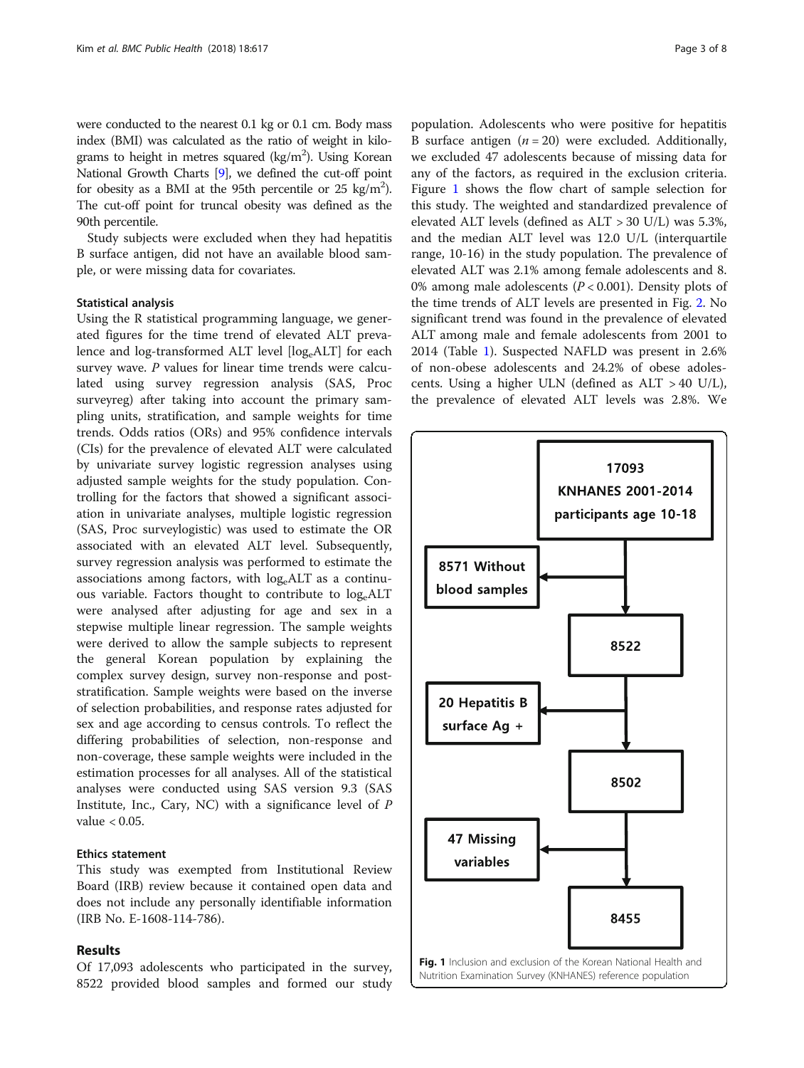were conducted to the nearest 0.1 kg or 0.1 cm. Body mass index (BMI) was calculated as the ratio of weight in kilograms to height in metres squared (kg/m$^2$). Using Korean National Growth Charts [9], we defined the cut-off point for obesity as a BMI at the 95th percentile or 25 kg/m$^2$). The cut-off point for truncal obesity was defined as the 90th percentile.

Study subjects were excluded when they had hepatitis B surface antigen, did not have an available blood sample, or were missing data for covariates.

### Statistical analysis

Using the R statistical programming language, we generated figures for the time trend of elevated ALT prevalence and log-transformed ALT level [$\log_e$ALT] for each survey wave. *P* values for linear time trends were calculated using survey regression analysis (SAS, Proc surveyreg) after taking into account the primary sampling units, stratification, and sample weights for time trends. Odds ratios (ORs) and 95% confidence intervals (CIs) for the prevalence of elevated ALT were calculated by univariate survey logistic regression analyses using adjusted sample weights for the study population. Controlling for the factors that showed a significant association in univariate analyses, multiple logistic regression (SAS, Proc surveylogistic) was used to estimate the OR associated with an elevated ALT level. Subsequently, survey regression analysis was performed to estimate the associations among factors, with $\log_e$ALT as a continuous variable. Factors thought to contribute to $\log_e$ALT were analysed after adjusting for age and sex in a stepwise multiple linear regression. The sample weights were derived to allow the sample subjects to represent the general Korean population by explaining the complex survey design, survey non-response and post-stratification. Sample weights were based on the inverse of selection probabilities, and response rates adjusted for sex and age according to census controls. To reflect the differing probabilities of selection, non-response and non-coverage, these sample weights were included in the estimation processes for all analyses. All of the statistical analyses were conducted using SAS version 9.3 (SAS Institute, Inc., Cary, NC) with a significance level of *P* value < 0.05.

### Ethics statement

This study was exempted from Institutional Review Board (IRB) review because it contained open data and does not include any personally identifiable information (IRB No. E-1608-114-786).

## Results

Of 17,093 adolescents who participated in the survey, 8522 provided blood samples and formed our study population. Adolescents who were positive for hepatitis B surface antigen ($n = 20$) were excluded. Additionally, we excluded 47 adolescents because of missing data for any of the factors, as required in the exclusion criteria. Figure 1 shows the flow chart of sample selection for this study. The weighted and standardized prevalence of elevated ALT levels (defined as ALT > 30 U/L) was 5.3%, and the median ALT level was 12.0 U/L (interquartile range, 10-16) in the study population. The prevalence of elevated ALT was 2.1% among female adolescents and 8.0% among male adolescents ($P < 0.001$). Density plots of the time trends of ALT levels are presented in Fig. 2. No significant trend was found in the prevalence of elevated ALT among male and female adolescents from 2001 to 2014 (Table 1). Suspected NAFLD was present in 2.6% of non-obese adolescents and 24.2% of obese adolescents. Using a higher ULN (defined as ALT > 40 U/L), the prevalence of elevated ALT levels was 2.8%. We

17093 KNHANES 2001-2014 participants age 10-18
→ 8571 Without blood samples
8522
→ 20 Hepatitis B surface Ag +
8502
→ 47 Missing variables
8455

**Fig. 1** Inclusion and exclusion of the Korean National Health and Nutrition Examination Survey (KNHANES) reference population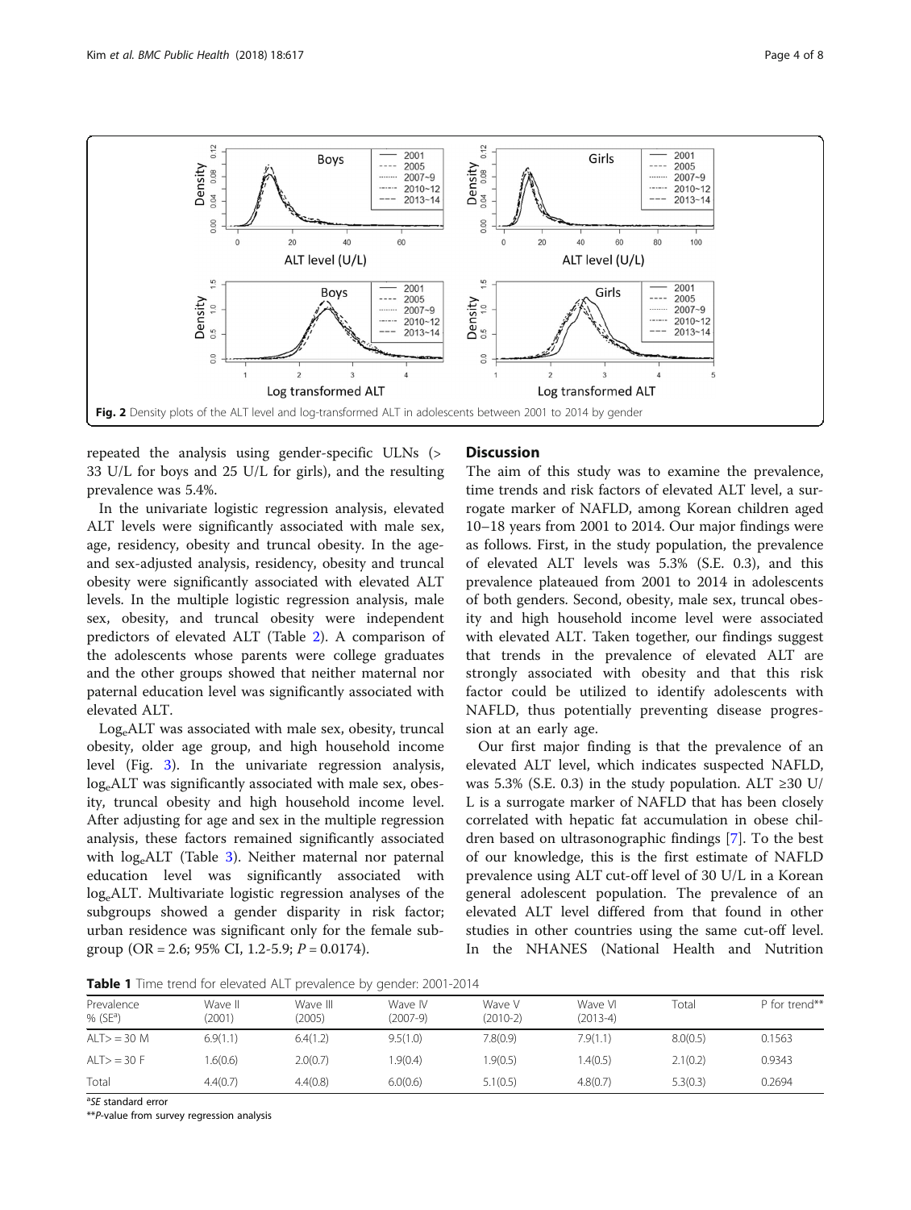Fig. 2 Density plots of the ALT level and log-transformed ALT in adolescents between 2001 to 2014 by gender

repeated the analysis using gender-specific ULNs (> 33 U/L for boys and 25 U/L for girls), and the resulting prevalence was 5.4%.

In the univariate logistic regression analysis, elevated ALT levels were significantly associated with male sex, age, residency, obesity and truncal obesity. In the age- and sex-adjusted analysis, residency, obesity and truncal obesity were significantly associated with elevated ALT levels. In the multiple logistic regression analysis, male sex, obesity, and truncal obesity were independent predictors of elevated ALT (Table 2). A comparison of the adolescents whose parents were college graduates and the other groups showed that neither maternal nor paternal education level was significantly associated with elevated ALT.

$\log_e$ALT was associated with male sex, obesity, truncal obesity, older age group, and high household income level (Fig. 3). In the univariate regression analysis, $\log_e$ALT was significantly associated with male sex, obesity, truncal obesity and high household income level. After adjusting for age and sex in the multiple regression analysis, these factors remained significantly associated with $\log_e$ALT (Table 3). Neither maternal nor paternal education level was significantly associated with $\log_e$ALT. Multivariate logistic regression analyses of the subgroups showed a gender disparity in risk factor; urban residence was significant only for the female subgroup (OR = 2.6; 95% CI, 1.2-5.9; $P = 0.0174$).

## Discussion

The aim of this study was to examine the prevalence, time trends and risk factors of elevated ALT level, a surrogate marker of NAFLD, among Korean children aged 10–18 years from 2001 to 2014. Our major findings were as follows. First, in the study population, the prevalence of elevated ALT levels was 5.3% (S.E. 0.3), and this prevalence plateaued from 2001 to 2014 in adolescents of both genders. Second, obesity, male sex, truncal obesity and high household income level were associated with elevated ALT. Taken together, our findings suggest that trends in the prevalence of elevated ALT are strongly associated with obesity and that this risk factor could be utilized to identify adolescents with NAFLD, thus potentially preventing disease progression at an early age.

Our first major finding is that the prevalence of an elevated ALT level, which indicates suspected NAFLD, was 5.3% (S.E. 0.3) in the study population. ALT ≥30 U/L is a surrogate marker of NAFLD that has been closely correlated with hepatic fat accumulation in obese children based on ultrasonographic findings [7]. To the best of our knowledge, this is the first estimate of NAFLD prevalence using ALT cut-off level of 30 U/L in a Korean general adolescent population. The prevalence of an elevated ALT level differed from that found in other studies in other countries using the same cut-off level. In the NHANES (National Health and Nutrition

**Table 1** Time trend for elevated ALT prevalence by gender: 2001-2014

| Prevalence % (SE[a]) | Wave II (2001) | Wave III (2005) | Wave IV (2007-9) | Wave V (2010-2) | Wave VI (2013-4) | Total | P for trend** |
|---|---|---|---|---|---|---|---|
| ALT> = 30 M | 6.9(1.1) | 6.4(1.2) | 9.5(1.0) | 7.8(0.9) | 7.9(1.1) | 8.0(0.5) | 0.1563 |
| ALT> = 30 F | 1.6(0.6) | 2.0(0.7) | 1.9(0.4) | 1.9(0.5) | 1.4(0.5) | 2.1(0.2) | 0.9343 |
| Total | 4.4(0.7) | 4.4(0.8) | 6.0(0.6) | 5.1(0.5) | 4.8(0.7) | 5.3(0.3) | 0.2694 |

[a]*SE* standard error

***P*-value from survey regression analysis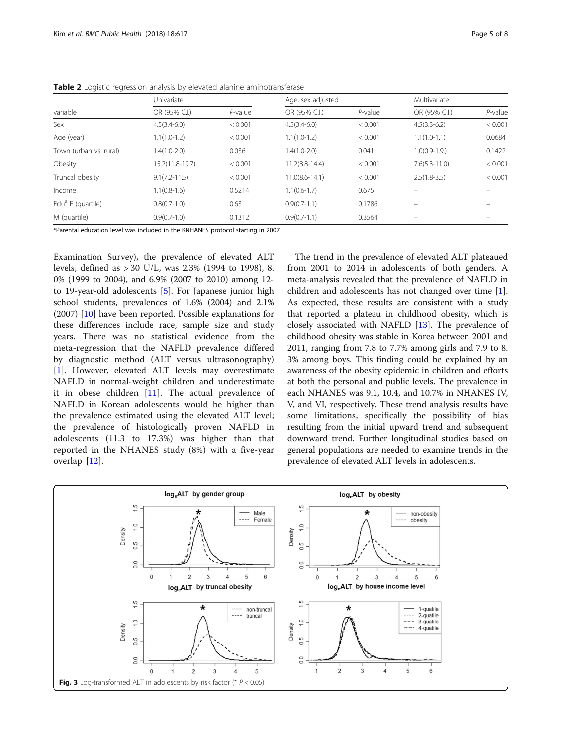**Table 2** Logistic regression analysis by elevated alanine aminotransferase

| variable | Univariate | | Age, sex adjusted | | Multivariate | |
|---|---|---|---|---|---|---|
| | OR (95% C.I.) | *P*-value | OR (95% C.I.) | *P*-value | OR (95% C.I.) | *P*-value |
| Sex | 4.5(3.4-6.0) | < 0.001 | 4.5(3.4-6.0) | < 0.001 | 4.5(3.3-6.2) | < 0.001 |
| Age (year) | 1.1(1.0-1.2) | < 0.001 | 1.1(1.0-1.2) | < 0.001 | 1.1(1.0-1.1) | 0.0684 |
| Town (urban vs. rural) | 1.4(1.0-2.0) | 0.036 | 1.4(1.0-2.0) | 0.041 | 1.0(0.9-1.9.) | 0.1422 |
| Obesity | 15.2(11.8-19.7) | < 0.001 | 11.2(8.8-14.4) | < 0.001 | 7.6(5.3-11.0) | < 0.001 |
| Truncal obesity | 9.1(7.2-11.5) | < 0.001 | 11.0(8.6-14.1) | < 0.001 | 2.5(1.8-3.5) | < 0.001 |
| Income | 1.1(0.8-1.6) | 0.5214 | 1.1(0.6-1.7) | 0.675 | – | – |
| Edu[a] F (quartile) | 0.8(0.7-1.0) | 0.63 | 0.9(0.7-1.1) | 0.1786 | – | – |
| M (quartile) | 0.9(0.7-1.0) | 0.1312 | 0.9(0.7-1.1) | 0.3564 | – | – |

*Parental education level was included in the KNHANES protocol starting in 2007

Examination Survey), the prevalence of elevated ALT levels, defined as > 30 U/L, was 2.3% (1994 to 1998), 8.0% (1999 to 2004), and 6.9% (2007 to 2010) among 12- to 19-year-old adolescents [5]. For Japanese junior high school students, prevalences of 1.6% (2004) and 2.1% (2007) [10] have been reported. Possible explanations for these differences include race, sample size and study years. There was no statistical evidence from the meta-regression that the NAFLD prevalence differed by diagnostic method (ALT versus ultrasonography) [1]. However, elevated ALT levels may overestimate NAFLD in normal-weight children and underestimate it in obese children [11]. The actual prevalence of NAFLD in Korean adolescents would be higher than the prevalence estimated using the elevated ALT level; the prevalence of histologically proven NAFLD in adolescents (11.3 to 17.3%) was higher than that reported in the NHANES study (8%) with a five-year overlap [12].

The trend in the prevalence of elevated ALT plateaued from 2001 to 2014 in adolescents of both genders. A meta-analysis revealed that the prevalence of NAFLD in children and adolescents has not changed over time [1]. As expected, these results are consistent with a study that reported a plateau in childhood obesity, which is closely associated with NAFLD [13]. The prevalence of childhood obesity was stable in Korea between 2001 and 2011, ranging from 7.8 to 7.7% among girls and 7.9 to 8.3% among boys. This finding could be explained by an awareness of the obesity epidemic in children and efforts at both the personal and public levels. The prevalence in each NHANES was 9.1, 10.4, and 10.7% in NHANES IV, V, and VI, respectively. These trend analysis results have some limitations, specifically the possibility of bias resulting from the initial upward trend and subsequent downward trend. Further longitudinal studies based on general populations are needed to examine trends in the prevalence of elevated ALT levels in adolescents.

**Fig. 3** Log-transformed ALT in adolescents by risk factor (* $P < 0.05$)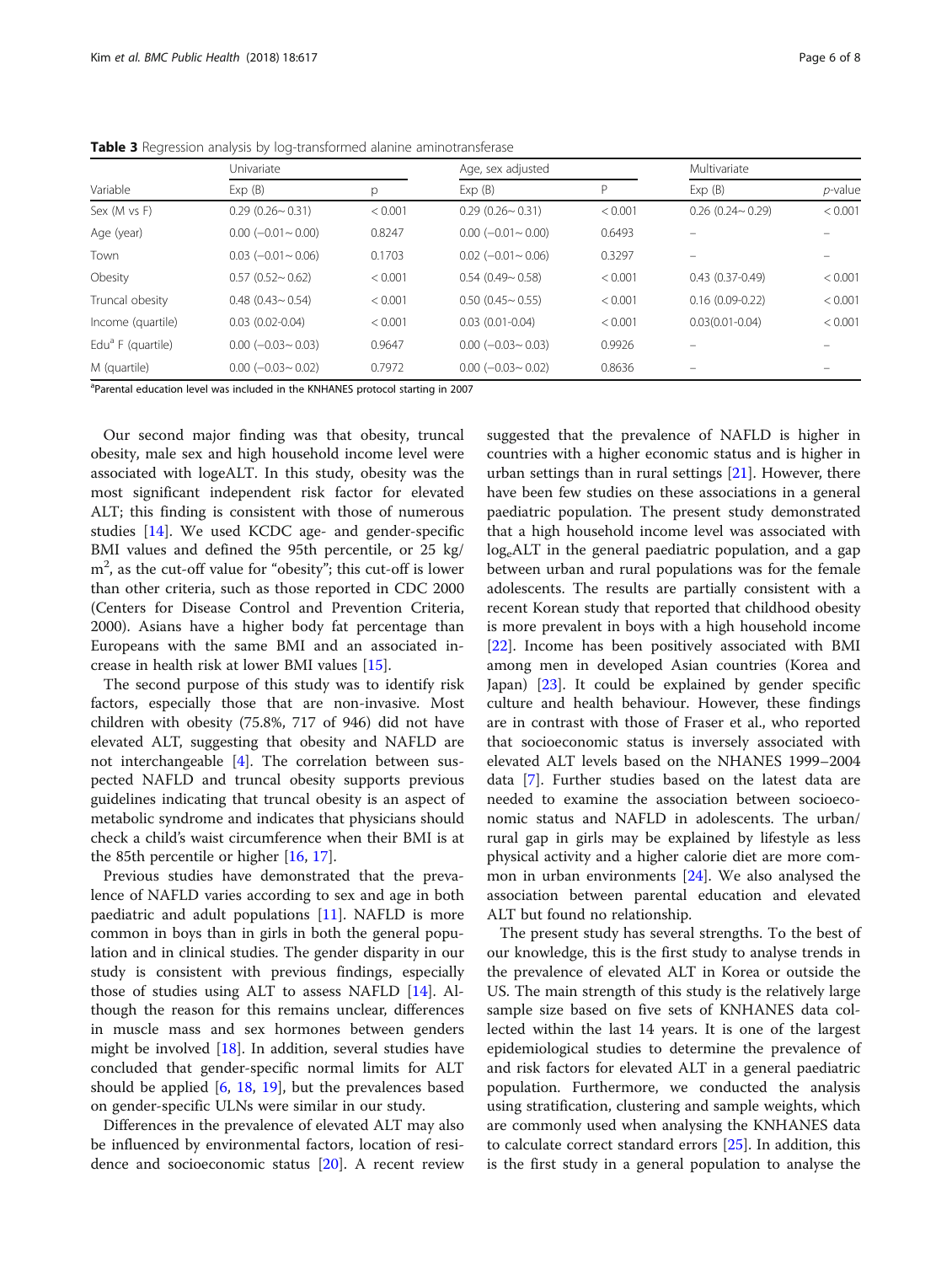**Table 3** Regression analysis by log-transformed alanine aminotransferase

| Variable | Univariate | | Age, sex adjusted | | Multivariate | |
|---|---|---|---|---|---|---|
| | Exp (B) | p | Exp (B) | P | Exp (B) | *p*-value |
| Sex (M vs F) | 0.29 (0.26~ 0.31) | < 0.001 | 0.29 (0.26~ 0.31) | < 0.001 | 0.26 (0.24~ 0.29) | < 0.001 |
| Age (year) | 0.00 (−0.01~ 0.00) | 0.8247 | 0.00 (−0.01~ 0.00) | 0.6493 | – | – |
| Town | 0.03 (−0.01~ 0.06) | 0.1703 | 0.02 (−0.01~ 0.06) | 0.3297 | – | – |
| Obesity | 0.57 (0.52~ 0.62) | < 0.001 | 0.54 (0.49~ 0.58) | < 0.001 | 0.43 (0.37-0.49) | < 0.001 |
| Truncal obesity | 0.48 (0.43~ 0.54) | < 0.001 | 0.50 (0.45~ 0.55) | < 0.001 | 0.16 (0.09-0.22) | < 0.001 |
| Income (quartile) | 0.03 (0.02-0.04) | < 0.001 | 0.03 (0.01-0.04) | < 0.001 | 0.03(0.01-0.04) | < 0.001 |
| Edu[a] F (quartile) | 0.00 (−0.03~ 0.03) | 0.9647 | 0.00 (−0.03~ 0.03) | 0.9926 | – | – |
| M (quartile) | 0.00 (−0.03~ 0.02) | 0.7972 | 0.00 (−0.03~ 0.02) | 0.8636 | – | – |

[a]Parental education level was included in the KNHANES protocol starting in 2007

Our second major finding was that obesity, truncal obesity, male sex and high household income level were associated with logeALT. In this study, obesity was the most significant independent risk factor for elevated ALT; this finding is consistent with those of numerous studies [14]. We used KCDC age- and gender-specific BMI values and defined the 95th percentile, or 25 kg/m$^2$, as the cut-off value for "obesity"; this cut-off is lower than other criteria, such as those reported in CDC 2000 (Centers for Disease Control and Prevention Criteria, 2000). Asians have a higher body fat percentage than Europeans with the same BMI and an associated increase in health risk at lower BMI values [15].

The second purpose of this study was to identify risk factors, especially those that are non-invasive. Most children with obesity (75.8%, 717 of 946) did not have elevated ALT, suggesting that obesity and NAFLD are not interchangeable [4]. The correlation between suspected NAFLD and truncal obesity supports previous guidelines indicating that truncal obesity is an aspect of metabolic syndrome and indicates that physicians should check a child's waist circumference when their BMI is at the 85th percentile or higher [16, 17].

Previous studies have demonstrated that the prevalence of NAFLD varies according to sex and age in both paediatric and adult populations [11]. NAFLD is more common in boys than in girls in both the general population and in clinical studies. The gender disparity in our study is consistent with previous findings, especially those of studies using ALT to assess NAFLD [14]. Although the reason for this remains unclear, differences in muscle mass and sex hormones between genders might be involved [18]. In addition, several studies have concluded that gender-specific normal limits for ALT should be applied [6, 18, 19], but the prevalences based on gender-specific ULNs were similar in our study.

Differences in the prevalence of elevated ALT may also be influenced by environmental factors, location of residence and socioeconomic status [20]. A recent review suggested that the prevalence of NAFLD is higher in countries with a higher economic status and is higher in urban settings than in rural settings [21]. However, there have been few studies on these associations in a general paediatric population. The present study demonstrated that a high household income level was associated with $\log_e$ALT in the general paediatric population, and a gap between urban and rural populations was for the female adolescents. The results are partially consistent with a recent Korean study that reported that childhood obesity is more prevalent in boys with a high household income [22]. Income has been positively associated with BMI among men in developed Asian countries (Korea and Japan) [23]. It could be explained by gender specific culture and health behaviour. However, these findings are in contrast with those of Fraser et al., who reported that socioeconomic status is inversely associated with elevated ALT levels based on the NHANES 1999–2004 data [7]. Further studies based on the latest data are needed to examine the association between socioeconomic status and NAFLD in adolescents. The urban/rural gap in girls may be explained by lifestyle as less physical activity and a higher calorie diet are more common in urban environments [24]. We also analysed the association between parental education and elevated ALT but found no relationship.

The present study has several strengths. To the best of our knowledge, this is the first study to analyse trends in the prevalence of elevated ALT in Korea or outside the US. The main strength of this study is the relatively large sample size based on five sets of KNHANES data collected within the last 14 years. It is one of the largest epidemiological studies to determine the prevalence of and risk factors for elevated ALT in a general paediatric population. Furthermore, we conducted the analysis using stratification, clustering and sample weights, which are commonly used when analysing the KNHANES data to calculate correct standard errors [25]. In addition, this is the first study in a general population to analyse the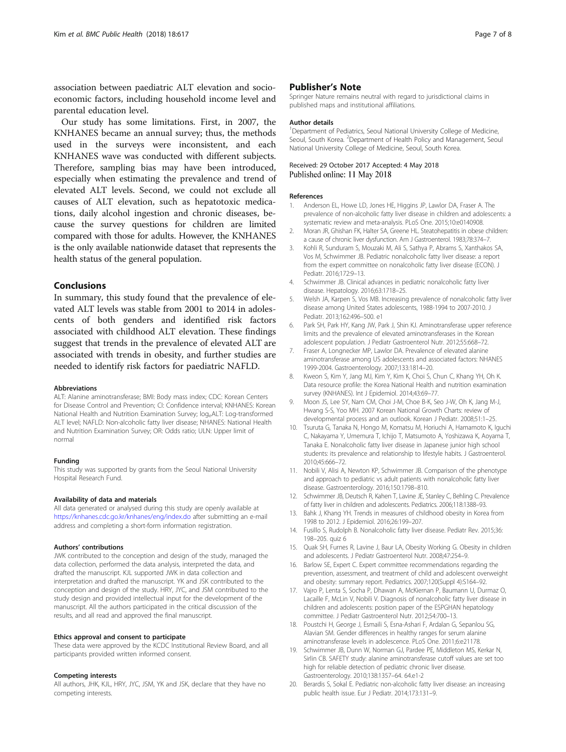association between paediatric ALT elevation and socioeconomic factors, including household income level and parental education level.

Our study has some limitations. First, in 2007, the KNHANES became an annual survey; thus, the methods used in the surveys were inconsistent, and each KNHANES wave was conducted with different subjects. Therefore, sampling bias may have been introduced, especially when estimating the prevalence and trend of elevated ALT levels. Second, we could not exclude all causes of ALT elevation, such as hepatotoxic medications, daily alcohol ingestion and chronic diseases, because the survey questions for children are limited compared with those for adults. However, the KNHANES is the only available nationwide dataset that represents the health status of the general population.

## Conclusions

In summary, this study found that the prevalence of elevated ALT levels was stable from 2001 to 2014 in adolescents of both genders and identified risk factors associated with childhood ALT elevation. These findings suggest that trends in the prevalence of elevated ALT are associated with trends in obesity, and further studies are needed to identify risk factors for paediatric NAFLD.

#### Abbreviations

ALT: Alanine aminotransferase; BMI: Body mass index; CDC: Korean Centers for Disease Control and Prevention; CI: Confidence interval; KNHANES: Korean National Health and Nutrition Examination Survey; $\log_e$ALT: Log-transformed ALT level; NAFLD: Non-alcoholic fatty liver disease; NHANES: National Health and Nutrition Examination Survey; OR: Odds ratio; ULN: Upper limit of normal

#### Funding

This study was supported by grants from the Seoul National University Hospital Research Fund.

#### Availability of data and materials

All data generated or analysed during this study are openly available at https://knhanes.cdc.go.kr/knhanes/eng/index.do after submitting an e-mail address and completing a short-form information registration.

#### Authors' contributions

JWK contributed to the conception and design of the study, managed the data collection, performed the data analysis, interpreted the data, and drafted the manuscript. KJL supported JWK in data collection and interpretation and drafted the manuscript. YK and JSK contributed to the conception and design of the study. HRY, JYC, and JSM contributed to the study design and provided intellectual input for the development of the manuscript. All the authors participated in the critical discussion of the results, and all read and approved the final manuscript.

#### Ethics approval and consent to participate

These data were approved by the KCDC Institutional Review Board, and all participants provided written informed consent.

#### Competing interests

All authors, JHK, KJL, HRY, JYC, JSM, YK and JSK, declare that they have no competing interests.

## Publisher's Note

Springer Nature remains neutral with regard to jurisdictional claims in published maps and institutional affiliations.

#### Author details

[1]Department of Pediatrics, Seoul National University College of Medicine, Seoul, South Korea. [2]Department of Health Policy and Management, Seoul National University College of Medicine, Seoul, South Korea.

Received: 29 October 2017 Accepted: 4 May 2018
Published online: 11 May 2018

#### References

1. Anderson EL, Howe LD, Jones HE, Higgins JP, Lawlor DA, Fraser A. The prevalence of non-alcoholic fatty liver disease in children and adolescents: a systematic review and meta-analysis. PLoS One. 2015;10:e0140908.
2. Moran JR, Ghishan FK, Halter SA, Greene HL. Steatohepatitis in obese children: a cause of chronic liver dysfunction. Am J Gastroenterol. 1983;78:374–7.
3. Kohli R, Sunduram S, Mouzaki M, Ali S, Sathya P, Abrams S, Xanthakos SA, Vos M, Schwimmer JB. Pediatric nonalcoholic fatty liver disease: a report from the expert committee on nonalcoholic fatty liver disease (ECON). J Pediatr. 2016;172:9–13.
4. Schwimmer JB. Clinical advances in pediatric nonalcoholic fatty liver disease. Hepatology. 2016;63:1718–25.
5. Welsh JA, Karpen S, Vos MB. Increasing prevalence of nonalcoholic fatty liver disease among United States adolescents, 1988-1994 to 2007-2010. J Pediatr. 2013;162:496–500. e1
6. Park SH, Park HY, Kang JW, Park J, Shin KJ. Aminotransferase upper reference limits and the prevalence of elevated aminotransferases in the Korean adolescent population. J Pediatr Gastroenterol Nutr. 2012;55:668–72.
7. Fraser A, Longnecker MP, Lawlor DA. Prevalence of elevated alanine aminotransferase among US adolescents and associated factors: NHANES 1999-2004. Gastroenterology. 2007;133:1814–20.
8. Kweon S, Kim Y, Jang MJ, Kim Y, Kim K, Choi S, Chun C, Khang YH, Oh K. Data resource profile: the Korea National Health and nutrition examination survey (KNHANES). Int J Epidemiol. 2014;43:69–77.
9. Moon JS, Lee SY, Nam CM, Choi J-M, Choe B-K, Seo J-W, Oh K, Jang M-J, Hwang S-S, Yoo MH. 2007 Korean National Growth Charts: review of developmental process and an outlook. Korean J Pediatr. 2008;51:1–25.
10. Tsuruta G, Tanaka N, Hongo M, Komatsu M, Horiuchi A, Hamamoto K, Iguchi C, Nakayama Y, Umemura T, Ichijo T, Matsumoto A, Yoshizawa K, Aoyama T, Tanaka E. Nonalcoholic fatty liver disease in Japanese junior high school students: its prevalence and relationship to lifestyle habits. J Gastroenterol. 2010;45:666–72.
11. Nobili V, Alisi A, Newton KP, Schwimmer JB. Comparison of the phenotype and approach to pediatric vs adult patients with nonalcoholic fatty liver disease. Gastroenterology. 2016;150:1798–810.
12. Schwimmer JB, Deutsch R, Kahen T, Lavine JE, Stanley C, Behling C. Prevalence of fatty liver in children and adolescents. Pediatrics. 2006;118:1388–93.
13. Bahk J, Khang YH. Trends in measures of childhood obesity in Korea from 1998 to 2012. J Epidemiol. 2016;26:199–207.
14. Fusillo S, Rudolph B. Nonalcoholic fatty liver disease. Pediatr Rev. 2015;36: 198–205. quiz 6
15. Quak SH, Furnes R, Lavine J, Baur LA, Obesity Working G. Obesity in children and adolescents. J Pediatr Gastroenterol Nutr. 2008;47:254–9.
16. Barlow SE, Expert C. Expert committee recommendations regarding the prevention, assessment, and treatment of child and adolescent overweight and obesity: summary report. Pediatrics. 2007;120(Suppl 4):S164–92.
17. Vajro P, Lenta S, Socha P, Dhawan A, McKiernan P, Baumann U, Durmaz O, Lacaille F, McLin V, Nobili V. Diagnosis of nonalcoholic fatty liver disease in children and adolescents: position paper of the ESPGHAN hepatology committee. J Pediatr Gastroenterol Nutr. 2012;54:700–13.
18. Poustchi H, George J, Esmaili S, Esna-Ashari F, Ardalan G, Sepanlou SG, Alavian SM. Gender differences in healthy ranges for serum alanine aminotransferase levels in adolescence. PLoS One. 2011;6:e21178.
19. Schwimmer JB, Dunn W, Norman GJ, Pardee PE, Middleton MS, Kerkar N, Sirlin CB. SAFETY study: alanine aminotransferase cutoff values are set too high for reliable detection of pediatric chronic liver disease. Gastroenterology. 2010;138:1357–64. 64.e1-2
20. Berardis S, Sokal E. Pediatric non-alcoholic fatty liver disease: an increasing public health issue. Eur J Pediatr. 2014;173:131–9.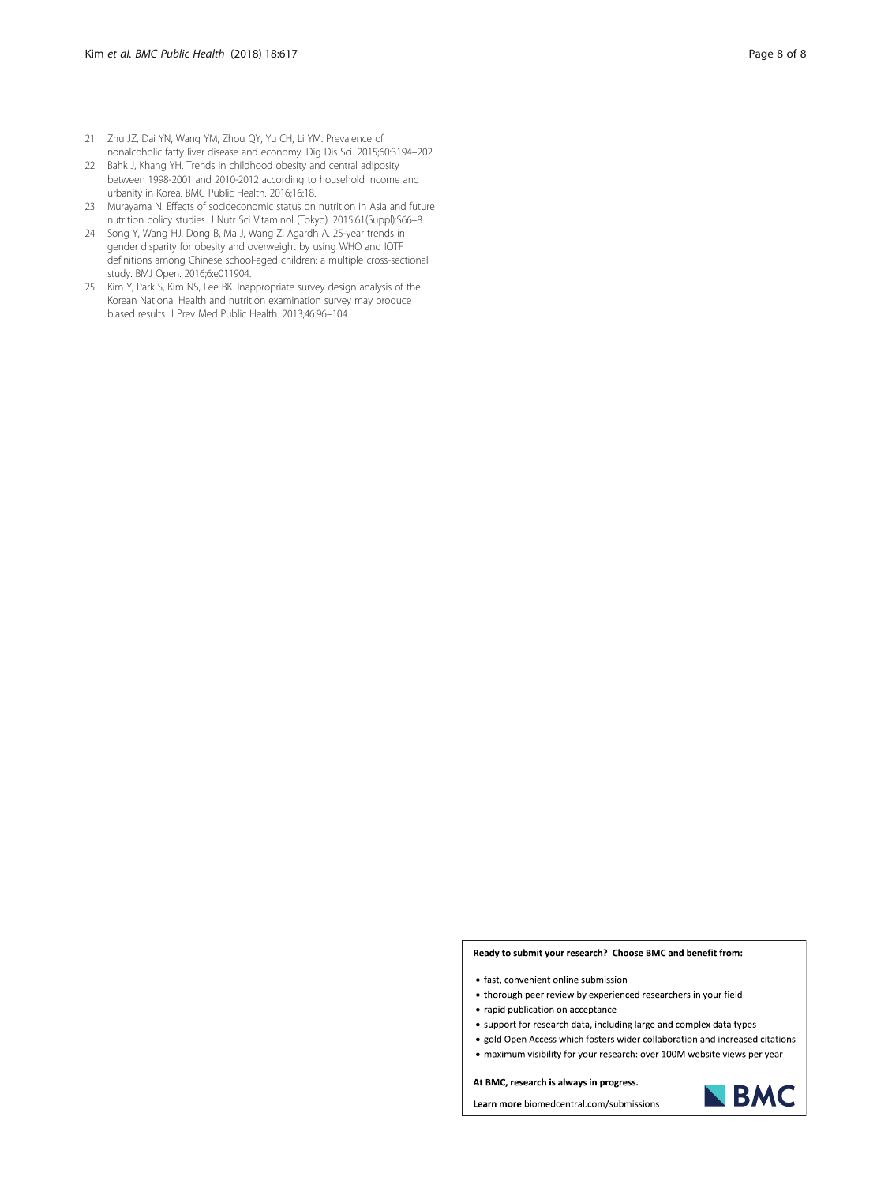21. Zhu JZ, Dai YN, Wang YM, Zhou QY, Yu CH, Li YM. Prevalence of nonalcoholic fatty liver disease and economy. Dig Dis Sci. 2015;60:3194–202.
22. Bahk J, Khang YH. Trends in childhood obesity and central adiposity between 1998-2001 and 2010-2012 according to household income and urbanity in Korea. BMC Public Health. 2016;16:18.
23. Murayama N. Effects of socioeconomic status on nutrition in Asia and future nutrition policy studies. J Nutr Sci Vitaminol (Tokyo). 2015;61(Suppl):S66–8.
24. Song Y, Wang HJ, Dong B, Ma J, Wang Z, Agardh A. 25-year trends in gender disparity for obesity and overweight by using WHO and IOTF definitions among Chinese school-aged children: a multiple cross-sectional study. BMJ Open. 2016;6:e011904.
25. Kim Y, Park S, Kim NS, Lee BK. Inappropriate survey design analysis of the Korean National Health and nutrition examination survey may produce biased results. J Prev Med Public Health. 2013;46:96–104.

**Ready to submit your research? Choose BMC and benefit from:**

- fast, convenient online submission
- thorough peer review by experienced researchers in your field
- rapid publication on acceptance
- support for research data, including large and complex data types
- gold Open Access which fosters wider collaboration and increased citations
- maximum visibility for your research: over 100M website views per year

**At BMC, research is always in progress.**

**Learn more** biomedcentral.com/submissions

BMC